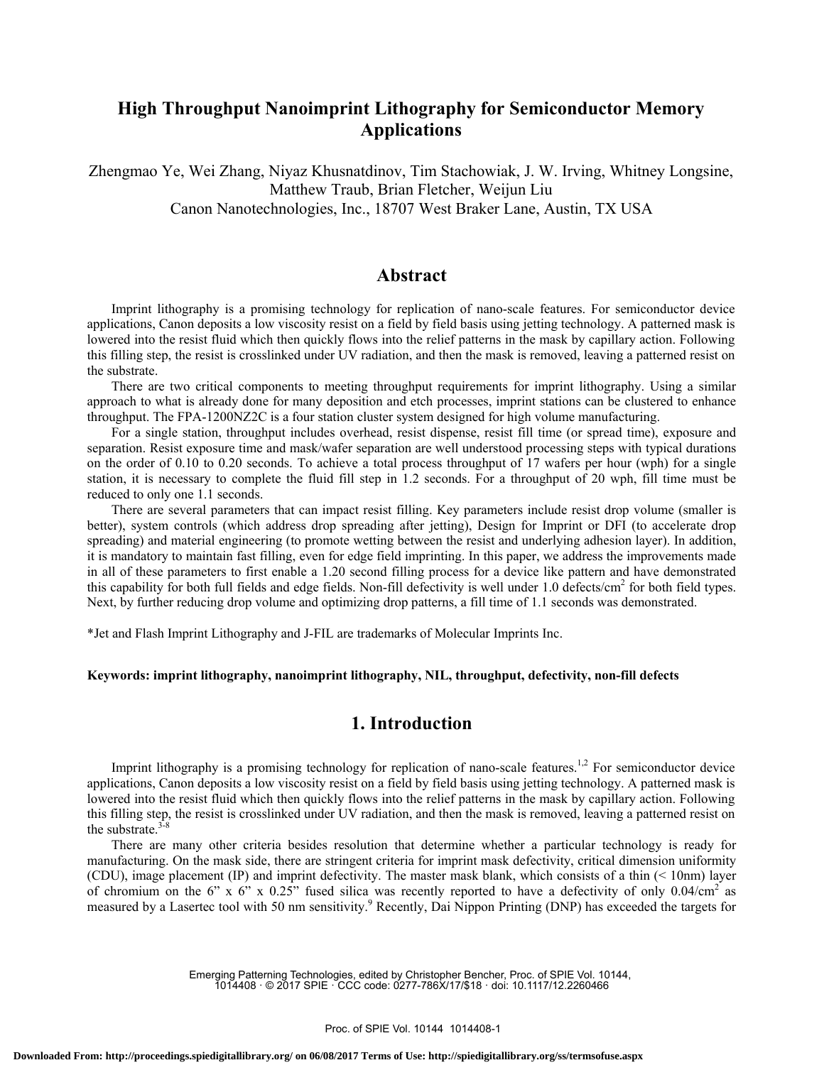# High Throughput Nanoimprint Lithography for Semiconductor Memory Applications

Zhengmao Ye, Wei Zhang, Niyaz Khusnatdinov, Tim Stachowiak, J. W. Irving, Whitney Longsine, Matthew Traub, Brian Fletcher, Weijun Liu

Canon Nanotechnologies, Inc., 18707 West Braker Lane, Austin, TX USA

## Abstract

Imprint lithography is a promising technology for replication of nano-scale features. For semiconductor device applications, Canon deposits a low viscosity resist on a field by field basis using jetting technology. A patterned mask is lowered into the resist fluid which then quickly flows into the relief patterns in the mask by capillary action. Following this filling step, the resist is crosslinked under UV radiation, and then the mask is removed, leaving a patterned resist on the substrate.

There are two critical components to meeting throughput requirements for imprint lithography. Using a similar approach to what is already done for many deposition and etch processes, imprint stations can be clustered to enhance throughput. The FPA-1200NZ2C is a four station cluster system designed for high volume manufacturing.

For a single station, throughput includes overhead, resist dispense, resist fill time (or spread time), exposure and separation. Resist exposure time and mask/wafer separation are well understood processing steps with typical durations on the order of 0.10 to 0.20 seconds. To achieve a total process throughput of 17 wafers per hour (wph) for a single station, it is necessary to complete the fluid fill step in 1.2 seconds. For a throughput of 20 wph, fill time must be reduced to only one 1.1 seconds.

There are several parameters that can impact resist filling. Key parameters include resist drop volume (smaller is better), system controls (which address drop spreading after jetting), Design for Imprint or DFI (to accelerate drop spreading) and material engineering (to promote wetting between the resist and underlying adhesion layer). In addition, it is mandatory to maintain fast filling, even for edge field imprinting. In this paper, we address the improvements made in all of these parameters to first enable a 1.20 second filling process for a device like pattern and have demonstrated this capability for both full fields and edge fields. Non-fill defectivity is well under 1.0 defects/cm$^2$ for both field types. Next, by further reducing drop volume and optimizing drop patterns, a fill time of 1.1 seconds was demonstrated.

*Jet and Flash Imprint Lithography and J-FIL are trademarks of Molecular Imprints Inc.

**Keywords: imprint lithography, nanoimprint lithography, NIL, throughput, defectivity, non-fill defects**

## 1. Introduction

Imprint lithography is a promising technology for replication of nano-scale features.[1,2] For semiconductor device applications, Canon deposits a low viscosity resist on a field by field basis using jetting technology. A patterned mask is lowered into the resist fluid which then quickly flows into the relief patterns in the mask by capillary action. Following this filling step, the resist is crosslinked under UV radiation, and then the mask is removed, leaving a patterned resist on the substrate.[3-8]

There are many other criteria besides resolution that determine whether a particular technology is ready for manufacturing. On the mask side, there are stringent criteria for imprint mask defectivity, critical dimension uniformity (CDU), image placement (IP) and imprint defectivity. The master mask blank, which consists of a thin (< 10nm) layer of chromium on the 6" x 6" x 0.25" fused silica was recently reported to have a defectivity of only 0.04/cm$^2$ as measured by a Lasertec tool with 50 nm sensitivity.[9] Recently, Dai Nippon Printing (DNP) has exceeded the targets for

Emerging Patterning Technologies, edited by Christopher Bencher, Proc. of SPIE Vol. 10144, 1014408 · © 2017 SPIE · CCC code: 0277-786X/17/$18 · doi: 10.1117/12.2260466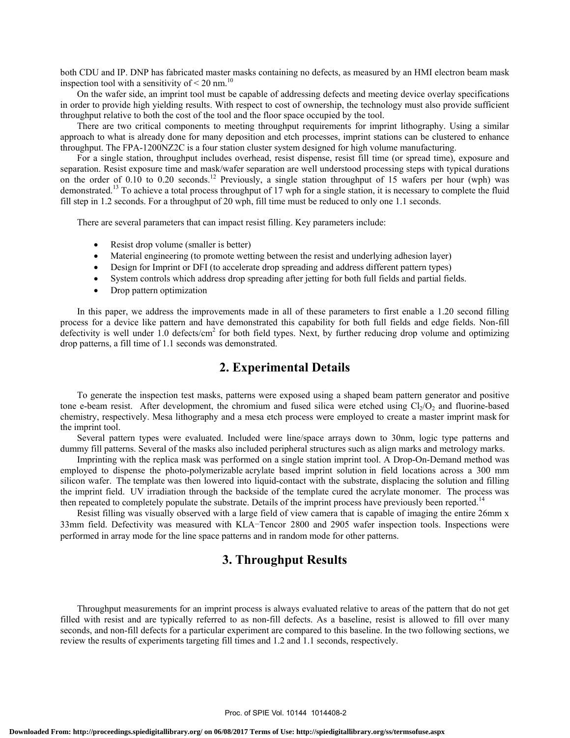both CDU and IP. DNP has fabricated master masks containing no defects, as measured by an HMI electron beam mask inspection tool with a sensitivity of < 20 nm.[10]

On the wafer side, an imprint tool must be capable of addressing defects and meeting device overlay specifications in order to provide high yielding results. With respect to cost of ownership, the technology must also provide sufficient throughput relative to both the cost of the tool and the floor space occupied by the tool.

There are two critical components to meeting throughput requirements for imprint lithography. Using a similar approach to what is already done for many deposition and etch processes, imprint stations can be clustered to enhance throughput. The FPA-1200NZ2C is a four station cluster system designed for high volume manufacturing.

For a single station, throughput includes overhead, resist dispense, resist fill time (or spread time), exposure and separation. Resist exposure time and mask/wafer separation are well understood processing steps with typical durations on the order of 0.10 to 0.20 seconds.[12] Previously, a single station throughput of 15 wafers per hour (wph) was demonstrated.[13] To achieve a total process throughput of 17 wph for a single station, it is necessary to complete the fluid fill step in 1.2 seconds. For a throughput of 20 wph, fill time must be reduced to only one 1.1 seconds.

There are several parameters that can impact resist filling. Key parameters include:

- Resist drop volume (smaller is better)
- Material engineering (to promote wetting between the resist and underlying adhesion layer)
- Design for Imprint or DFI (to accelerate drop spreading and address different pattern types)
- System controls which address drop spreading after jetting for both full fields and partial fields.
- Drop pattern optimization

In this paper, we address the improvements made in all of these parameters to first enable a 1.20 second filling process for a device like pattern and have demonstrated this capability for both full fields and edge fields. Non-fill defectivity is well under 1.0 defects/cm$^2$ for both field types. Next, by further reducing drop volume and optimizing drop patterns, a fill time of 1.1 seconds was demonstrated.

## 2. Experimental Details

To generate the inspection test masks, patterns were exposed using a shaped beam pattern generator and positive tone e-beam resist. After development, the chromium and fused silica were etched using $Cl_2/O_2$ and fluorine-based chemistry, respectively. Mesa lithography and a mesa etch process were employed to create a master imprint mask for the imprint tool.

Several pattern types were evaluated. Included were line/space arrays down to 30nm, logic type patterns and dummy fill patterns. Several of the masks also included peripheral structures such as align marks and metrology marks.

Imprinting with the replica mask was performed on a single station imprint tool. A Drop-On-Demand method was employed to dispense the photo-polymerizable acrylate based imprint solution in field locations across a 300 mm silicon wafer. The template was then lowered into liquid-contact with the substrate, displacing the solution and filling the imprint field. UV irradiation through the backside of the template cured the acrylate monomer. The process was then repeated to completely populate the substrate. Details of the imprint process have previously been reported.[14]

Resist filling was visually observed with a large field of view camera that is capable of imaging the entire 26mm x 33mm field. Defectivity was measured with KLA-Tencor 2800 and 2905 wafer inspection tools. Inspections were performed in array mode for the line space patterns and in random mode for other patterns.

## 3. Throughput Results

Throughput measurements for an imprint process is always evaluated relative to areas of the pattern that do not get filled with resist and are typically referred to as non-fill defects. As a baseline, resist is allowed to fill over many seconds, and non-fill defects for a particular experiment are compared to this baseline. In the two following sections, we review the results of experiments targeting fill times and 1.2 and 1.1 seconds, respectively.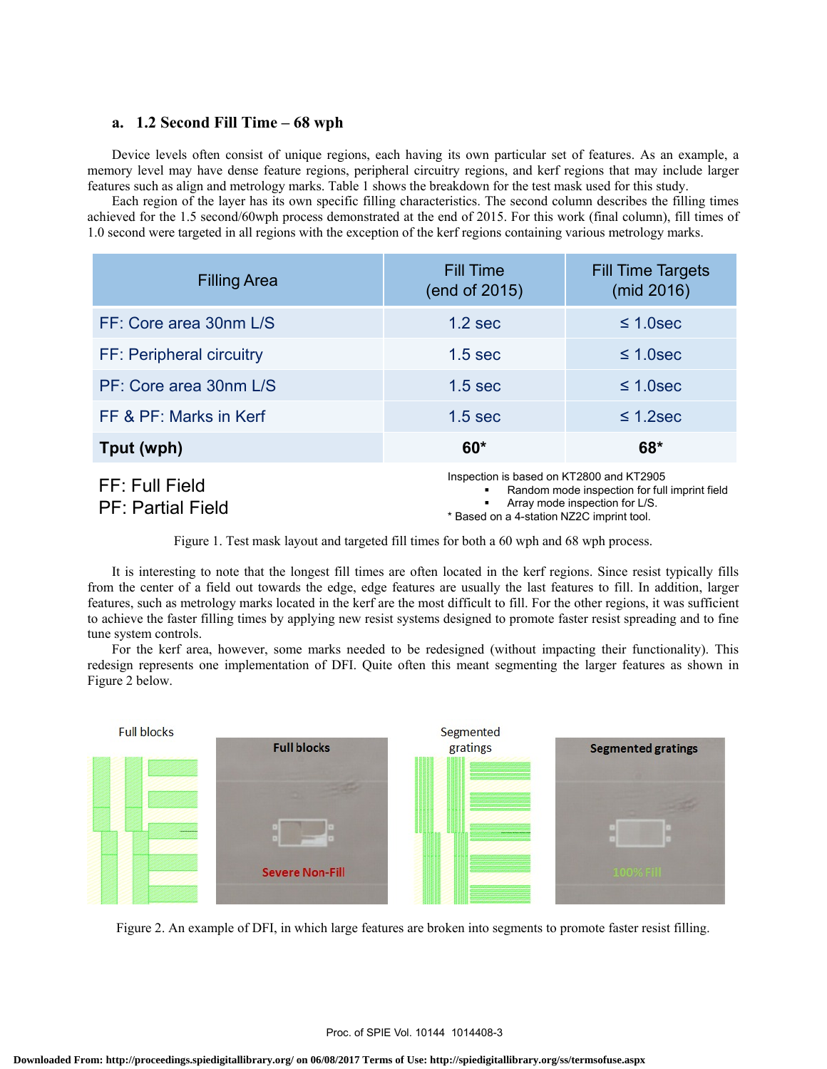### a. 1.2 Second Fill Time – 68 wph

Device levels often consist of unique regions, each having its own particular set of features. As an example, a memory level may have dense feature regions, peripheral circuitry regions, and kerf regions that may include larger features such as align and metrology marks. Table 1 shows the breakdown for the test mask used for this study.

Each region of the layer has its own specific filling characteristics. The second column describes the filling times achieved for the 1.5 second/60wph process demonstrated at the end of 2015. For this work (final column), fill times of 1.0 second were targeted in all regions with the exception of the kerf regions containing various metrology marks.

| Filling Area | Fill Time (end of 2015) | Fill Time Targets (mid 2016) |
|---|---|---|
| FF: Core area 30nm L/S | 1.2 sec | ≤ 1.0sec |
| FF: Peripheral circuitry | 1.5 sec | ≤ 1.0sec |
| PF: Core area 30nm L/S | 1.5 sec | ≤ 1.0sec |
| FF & PF: Marks in Kerf | 1.5 sec | ≤ 1.2sec |
| **Tput (wph)** | **60*** | **68*** |

FF: Full Field
PF: Partial Field

Inspection is based on KT2800 and KT2905
- Random mode inspection for full imprint field
- Array mode inspection for L/S.

* Based on a 4-station NZ2C imprint tool.

Figure 1. Test mask layout and targeted fill times for both a 60 wph and 68 wph process.

It is interesting to note that the longest fill times are often located in the kerf regions. Since resist typically fills from the center of a field out towards the edge, edge features are usually the last features to fill. In addition, larger features, such as metrology marks located in the kerf are the most difficult to fill. For the other regions, it was sufficient to achieve the faster filling times by applying new resist systems designed to promote faster resist spreading and to fine tune system controls.

For the kerf area, however, some marks needed to be redesigned (without impacting their functionality). This redesign represents one implementation of DFI. Quite often this meant segmenting the larger features as shown in Figure 2 below.

Full blocks | Full blocks — Severe Non-Fill | Segmented gratings | Segmented gratings — 100% Fill

Figure 2. An example of DFI, in which large features are broken into segments to promote faster resist filling.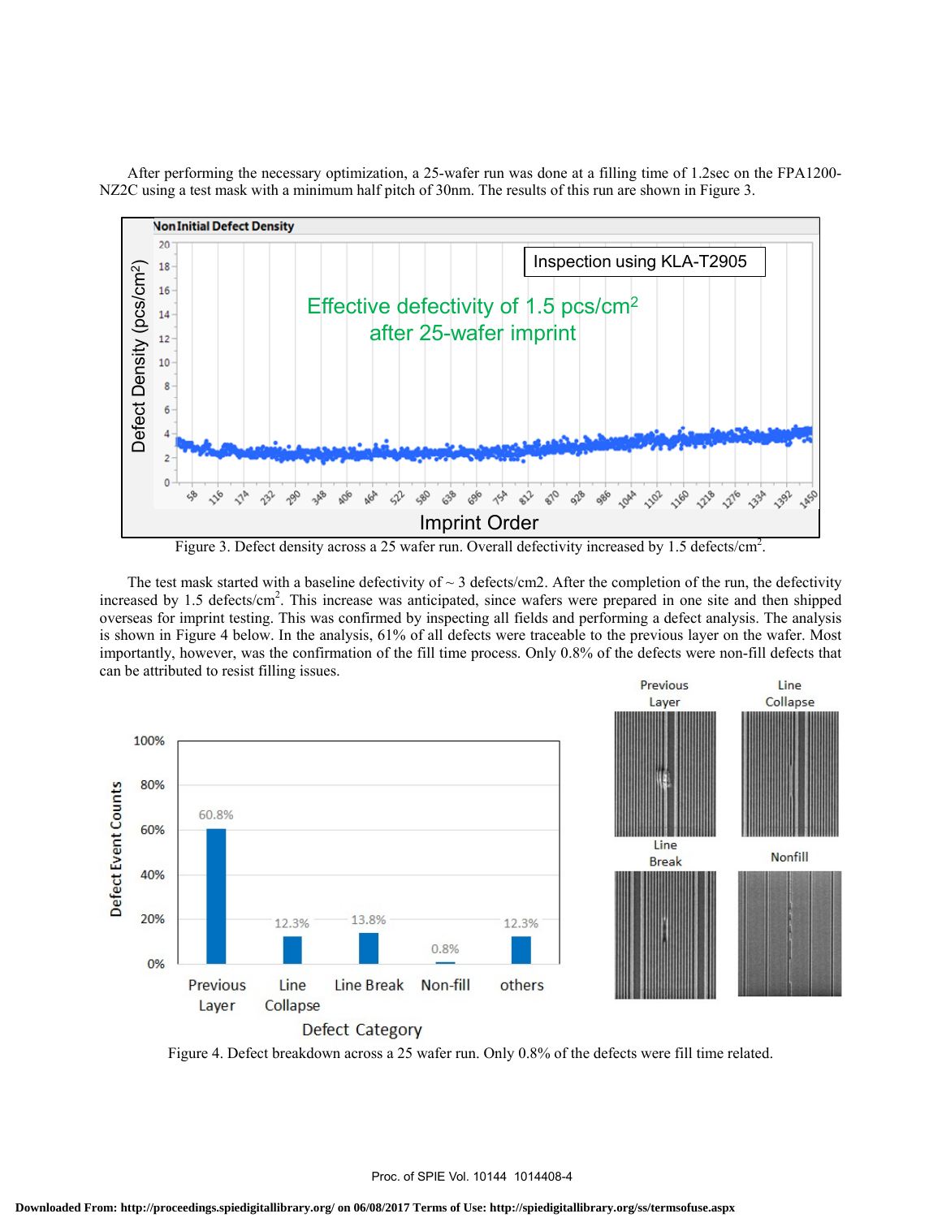After performing the necessary optimization, a 25-wafer run was done at a filling time of 1.2sec on the FPA1200-NZ2C using a test mask with a minimum half pitch of 30nm. The results of this run are shown in Figure 3.

Figure 3. Defect density across a 25 wafer run. Overall defectivity increased by 1.5 defects/cm$^2$.

The test mask started with a baseline defectivity of ~ 3 defects/cm2. After the completion of the run, the defectivity increased by 1.5 defects/cm$^2$. This increase was anticipated, since wafers were prepared in one site and then shipped overseas for imprint testing. This was confirmed by inspecting all fields and performing a defect analysis. The analysis is shown in Figure 4 below. In the analysis, 61% of all defects were traceable to the previous layer on the wafer. Most importantly, however, was the confirmation of the fill time process. Only 0.8% of the defects were non-fill defects that can be attributed to resist filling issues.

Figure 4. Defect breakdown across a 25 wafer run. Only 0.8% of the defects were fill time related.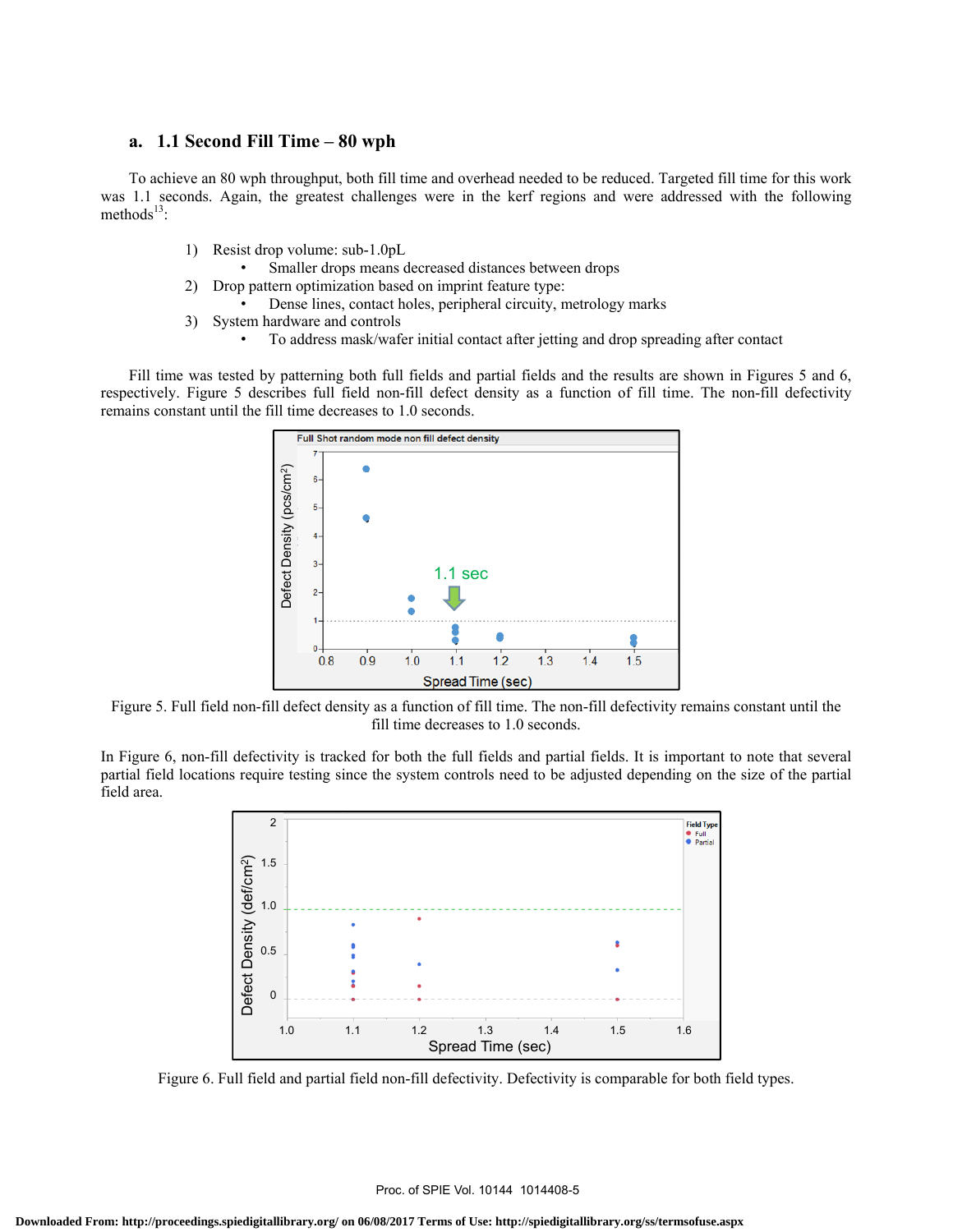### a. 1.1 Second Fill Time – 80 wph

To achieve an 80 wph throughput, both fill time and overhead needed to be reduced. Targeted fill time for this work was 1.1 seconds. Again, the greatest challenges were in the kerf regions and were addressed with the following methods[13]:

1) Resist drop volume: sub-1.0pL
   - Smaller drops means decreased distances between drops
2) Drop pattern optimization based on imprint feature type:
   - Dense lines, contact holes, peripheral circuitry, metrology marks
3) System hardware and controls
   - To address mask/wafer initial contact after jetting and drop spreading after contact

Fill time was tested by patterning both full fields and partial fields and the results are shown in Figures 5 and 6, respectively. Figure 5 describes full field non-fill defect density as a function of fill time. The non-fill defectivity remains constant until the fill time decreases to 1.0 seconds.

Figure 5. Full field non-fill defect density as a function of fill time. The non-fill defectivity remains constant until the fill time decreases to 1.0 seconds.

In Figure 6, non-fill defectivity is tracked for both the full fields and partial fields. It is important to note that several partial field locations require testing since the system controls need to be adjusted depending on the size of the partial field area.

Figure 6. Full field and partial field non-fill defectivity. Defectivity is comparable for both field types.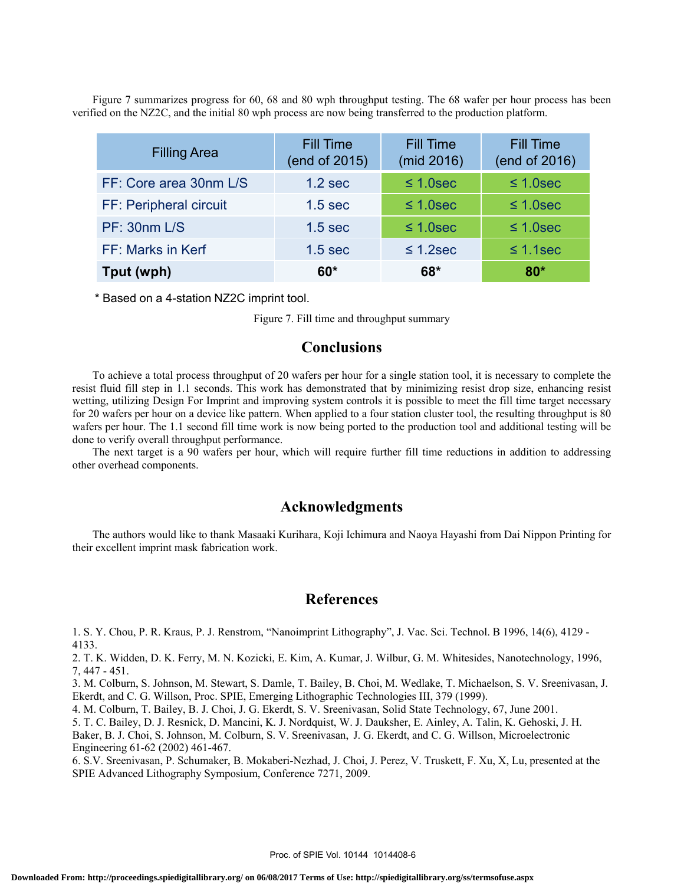Figure 7 summarizes progress for 60, 68 and 80 wph throughput testing. The 68 wafer per hour process has been verified on the NZ2C, and the initial 80 wph process are now being transferred to the production platform.

| Filling Area | Fill Time (end of 2015) | Fill Time (mid 2016) | Fill Time (end of 2016) |
|---|---|---|---|
| FF: Core area 30nm L/S | 1.2 sec | ≤ 1.0sec | ≤ 1.0sec |
| FF: Peripheral circuit | 1.5 sec | ≤ 1.0sec | ≤ 1.0sec |
| PF: 30nm L/S | 1.5 sec | ≤ 1.0sec | ≤ 1.0sec |
| FF: Marks in Kerf | 1.5 sec | ≤ 1.2sec | ≤ 1.1sec |
| **Tput (wph)** | **60*** | **68*** | **80*** |

\* Based on a 4-station NZ2C imprint tool.

Figure 7. Fill time and throughput summary

## Conclusions

To achieve a total process throughput of 20 wafers per hour for a single station tool, it is necessary to complete the resist fluid fill step in 1.1 seconds. This work has demonstrated that by minimizing resist drop size, enhancing resist wetting, utilizing Design For Imprint and improving system controls it is possible to meet the fill time target necessary for 20 wafers per hour on a device like pattern. When applied to a four station cluster tool, the resulting throughput is 80 wafers per hour. The 1.1 second fill time work is now being ported to the production tool and additional testing will be done to verify overall throughput performance.

The next target is a 90 wafers per hour, which will require further fill time reductions in addition to addressing other overhead components.

## Acknowledgments

The authors would like to thank Masaaki Kurihara, Koji Ichimura and Naoya Hayashi from Dai Nippon Printing for their excellent imprint mask fabrication work.

## References

1. S. Y. Chou, P. R. Kraus, P. J. Renstrom, "Nanoimprint Lithography", J. Vac. Sci. Technol. B 1996, 14(6), 4129 - 4133.
2. T. K. Widden, D. K. Ferry, M. N. Kozicki, E. Kim, A. Kumar, J. Wilbur, G. M. Whitesides, Nanotechnology, 1996, 7, 447 - 451.
3. M. Colburn, S. Johnson, M. Stewart, S. Damle, T. Bailey, B. Choi, M. Wedlake, T. Michaelson, S. V. Sreenivasan, J. Ekerdt, and C. G. Willson, Proc. SPIE, Emerging Lithographic Technologies III, 379 (1999).
4. M. Colburn, T. Bailey, B. J. Choi, J. G. Ekerdt, S. V. Sreenivasan, Solid State Technology, 67, June 2001.
5. T. C. Bailey, D. J. Resnick, D. Mancini, K. J. Nordquist, W. J. Dauksher, E. Ainley, A. Talin, K. Gehoski, J. H. Baker, B. J. Choi, S. Johnson, M. Colburn, S. V. Sreenivasan, J. G. Ekerdt, and C. G. Willson, Microelectronic Engineering 61-62 (2002) 461-467.
6. S.V. Sreenivasan, P. Schumaker, B. Mokaberi-Nezhad, J. Choi, J. Perez, V. Truskett, F. Xu, X, Lu, presented at the SPIE Advanced Lithography Symposium, Conference 7271, 2009.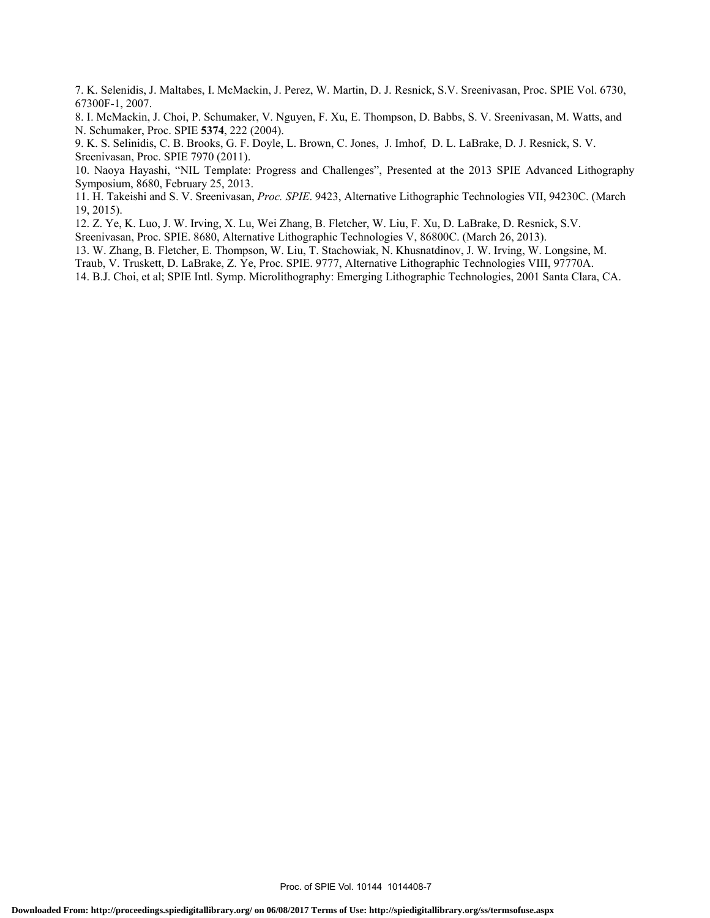7. K. Selenidis, J. Maltabes, I. McMackin, J. Perez, W. Martin, D. J. Resnick, S.V. Sreenivasan, Proc. SPIE Vol. 6730, 67300F-1, 2007.

8. I. McMackin, J. Choi, P. Schumaker, V. Nguyen, F. Xu, E. Thompson, D. Babbs, S. V. Sreenivasan, M. Watts, and N. Schumaker, Proc. SPIE **5374**, 222 (2004).

9. K. S. Selinidis, C. B. Brooks, G. F. Doyle, L. Brown, C. Jones, J. Imhof, D. L. LaBrake, D. J. Resnick, S. V. Sreenivasan, Proc. SPIE 7970 (2011).

10. Naoya Hayashi, "NIL Template: Progress and Challenges", Presented at the 2013 SPIE Advanced Lithography Symposium, 8680, February 25, 2013.

11. H. Takeishi and S. V. Sreenivasan, *Proc. SPIE*. 9423, Alternative Lithographic Technologies VII, 94230C. (March 19, 2015).

12. Z. Ye, K. Luo, J. W. Irving, X. Lu, Wei Zhang, B. Fletcher, W. Liu, F. Xu, D. LaBrake, D. Resnick, S.V. Sreenivasan, Proc. SPIE. 8680, Alternative Lithographic Technologies V, 86800C. (March 26, 2013).

13. W. Zhang, B. Fletcher, E. Thompson, W. Liu, T. Stachowiak, N. Khusnatdinov, J. W. Irving, W. Longsine, M. Traub, V. Truskett, D. LaBrake, Z. Ye, Proc. SPIE. 9777, Alternative Lithographic Technologies VIII, 97770A.

14. B.J. Choi, et al; SPIE Intl. Symp. Microlithography: Emerging Lithographic Technologies, 2001 Santa Clara, CA.